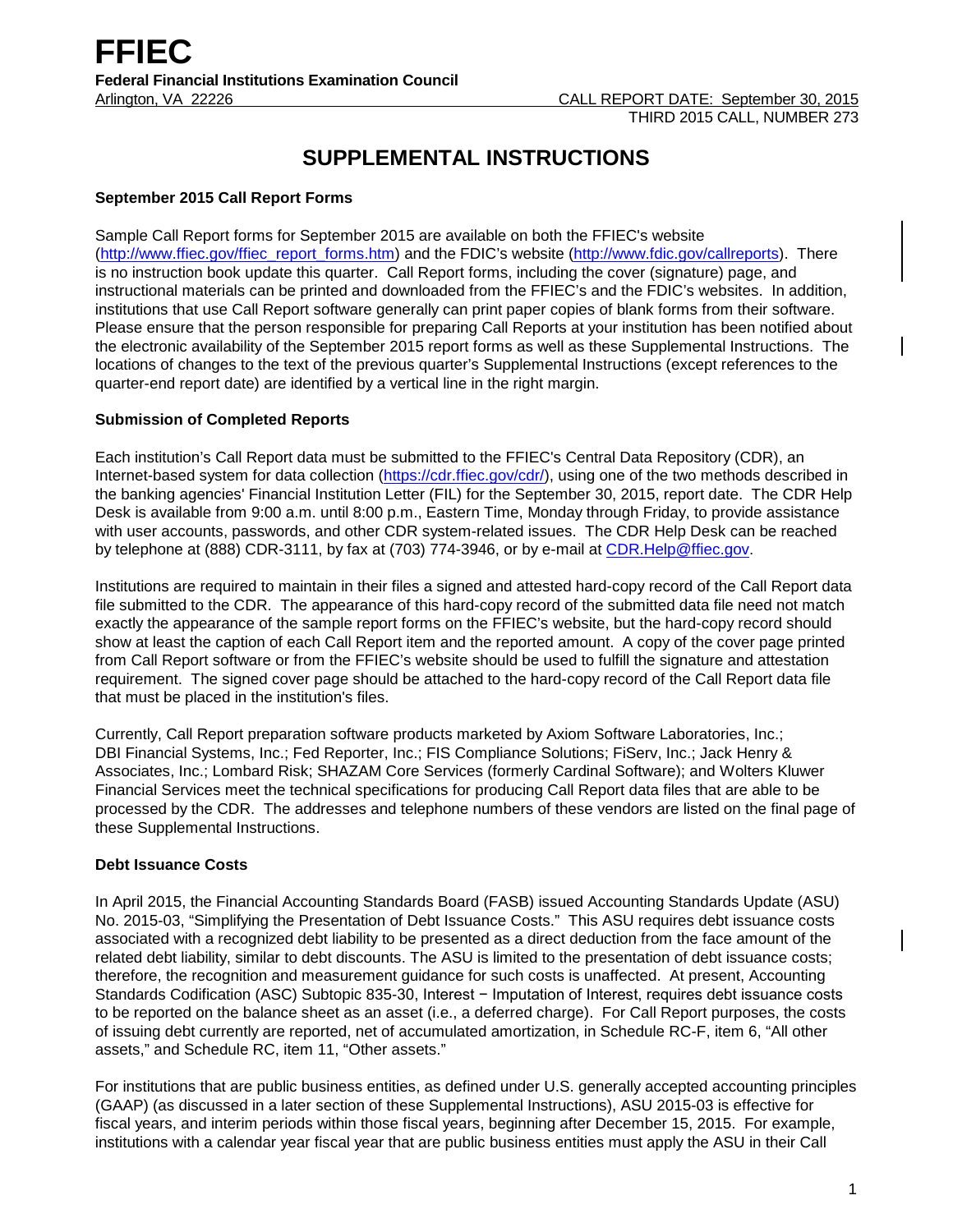# FFIEC

**Federal Financial Institutions Examination Council**

Arlington, VA 22226 CALL REPORT DATE: September 30, 2015

THIRD 2015 CALL, NUMBER 273

## SUPPLEMENTAL INSTRUCTIONS

### September 2015 Call Report Forms

Sample Call Report forms for September 2015 are available on both the FFIEC's website (http://www.ffiec.gov/ffiec_report_forms.htm) and the FDIC's website (http://www.fdic.gov/callreports). There is no instruction book update this quarter. Call Report forms, including the cover (signature) page, and instructional materials can be printed and downloaded from the FFIEC's and the FDIC's websites. In addition, institutions that use Call Report software generally can print paper copies of blank forms from their software. Please ensure that the person responsible for preparing Call Reports at your institution has been notified about the electronic availability of the September 2015 report forms as well as these Supplemental Instructions. The locations of changes to the text of the previous quarter's Supplemental Instructions (except references to the quarter-end report date) are identified by a vertical line in the right margin.

### Submission of Completed Reports

Each institution's Call Report data must be submitted to the FFIEC's Central Data Repository (CDR), an Internet-based system for data collection (https://cdr.ffiec.gov/cdr/), using one of the two methods described in the banking agencies' Financial Institution Letter (FIL) for the September 30, 2015, report date. The CDR Help Desk is available from 9:00 a.m. until 8:00 p.m., Eastern Time, Monday through Friday, to provide assistance with user accounts, passwords, and other CDR system-related issues. The CDR Help Desk can be reached by telephone at (888) CDR-3111, by fax at (703) 774-3946, or by e-mail at CDR.Help@ffiec.gov.

Institutions are required to maintain in their files a signed and attested hard-copy record of the Call Report data file submitted to the CDR. The appearance of this hard-copy record of the submitted data file need not match exactly the appearance of the sample report forms on the FFIEC's website, but the hard-copy record should show at least the caption of each Call Report item and the reported amount. A copy of the cover page printed from Call Report software or from the FFIEC's website should be used to fulfill the signature and attestation requirement. The signed cover page should be attached to the hard-copy record of the Call Report data file that must be placed in the institution's files.

Currently, Call Report preparation software products marketed by Axiom Software Laboratories, Inc.; DBI Financial Systems, Inc.; Fed Reporter, Inc.; FIS Compliance Solutions; FiServ, Inc.; Jack Henry & Associates, Inc.; Lombard Risk; SHAZAM Core Services (formerly Cardinal Software); and Wolters Kluwer Financial Services meet the technical specifications for producing Call Report data files that are able to be processed by the CDR. The addresses and telephone numbers of these vendors are listed on the final page of these Supplemental Instructions.

### Debt Issuance Costs

In April 2015, the Financial Accounting Standards Board (FASB) issued Accounting Standards Update (ASU) No. 2015-03, "Simplifying the Presentation of Debt Issuance Costs." This ASU requires debt issuance costs associated with a recognized debt liability to be presented as a direct deduction from the face amount of the related debt liability, similar to debt discounts. The ASU is limited to the presentation of debt issuance costs; therefore, the recognition and measurement guidance for such costs is unaffected. At present, Accounting Standards Codification (ASC) Subtopic 835-30, Interest − Imputation of Interest, requires debt issuance costs to be reported on the balance sheet as an asset (i.e., a deferred charge). For Call Report purposes, the costs of issuing debt currently are reported, net of accumulated amortization, in Schedule RC-F, item 6, "All other assets," and Schedule RC, item 11, "Other assets."

For institutions that are public business entities, as defined under U.S. generally accepted accounting principles (GAAP) (as discussed in a later section of these Supplemental Instructions), ASU 2015-03 is effective for fiscal years, and interim periods within those fiscal years, beginning after December 15, 2015. For example, institutions with a calendar year fiscal year that are public business entities must apply the ASU in their Call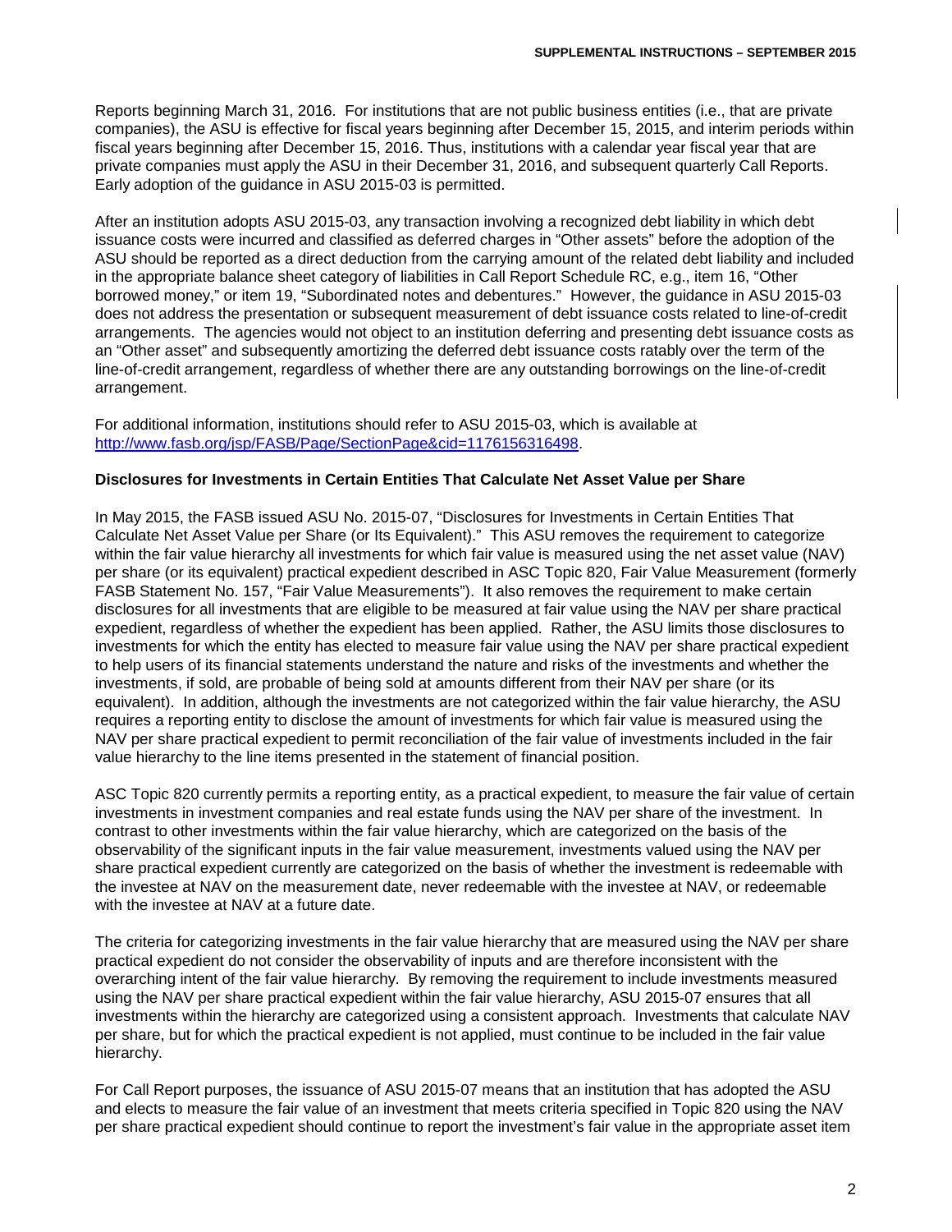Reports beginning March 31, 2016. For institutions that are not public business entities (i.e., that are private companies), the ASU is effective for fiscal years beginning after December 15, 2015, and interim periods within fiscal years beginning after December 15, 2016. Thus, institutions with a calendar year fiscal year that are private companies must apply the ASU in their December 31, 2016, and subsequent quarterly Call Reports. Early adoption of the guidance in ASU 2015-03 is permitted.

After an institution adopts ASU 2015-03, any transaction involving a recognized debt liability in which debt issuance costs were incurred and classified as deferred charges in "Other assets" before the adoption of the ASU should be reported as a direct deduction from the carrying amount of the related debt liability and included in the appropriate balance sheet category of liabilities in Call Report Schedule RC, e.g., item 16, "Other borrowed money," or item 19, "Subordinated notes and debentures." However, the guidance in ASU 2015-03 does not address the presentation or subsequent measurement of debt issuance costs related to line-of-credit arrangements. The agencies would not object to an institution deferring and presenting debt issuance costs as an "Other asset" and subsequently amortizing the deferred debt issuance costs ratably over the term of the line-of-credit arrangement, regardless of whether there are any outstanding borrowings on the line-of-credit arrangement.

For additional information, institutions should refer to ASU 2015-03, which is available at [http://www.fasb.org/jsp/FASB/Page/SectionPage&cid=1176156316498](http://www.fasb.org/jsp/FASB/Page/SectionPage&cid=1176156316498).

**Disclosures for Investments in Certain Entities That Calculate Net Asset Value per Share**

In May 2015, the FASB issued ASU No. 2015-07, "Disclosures for Investments in Certain Entities That Calculate Net Asset Value per Share (or Its Equivalent)." This ASU removes the requirement to categorize within the fair value hierarchy all investments for which fair value is measured using the net asset value (NAV) per share (or its equivalent) practical expedient described in ASC Topic 820, Fair Value Measurement (formerly FASB Statement No. 157, "Fair Value Measurements"). It also removes the requirement to make certain disclosures for all investments that are eligible to be measured at fair value using the NAV per share practical expedient, regardless of whether the expedient has been applied. Rather, the ASU limits those disclosures to investments for which the entity has elected to measure fair value using the NAV per share practical expedient to help users of its financial statements understand the nature and risks of the investments and whether the investments, if sold, are probable of being sold at amounts different from their NAV per share (or its equivalent). In addition, although the investments are not categorized within the fair value hierarchy, the ASU requires a reporting entity to disclose the amount of investments for which fair value is measured using the NAV per share practical expedient to permit reconciliation of the fair value of investments included in the fair value hierarchy to the line items presented in the statement of financial position.

ASC Topic 820 currently permits a reporting entity, as a practical expedient, to measure the fair value of certain investments in investment companies and real estate funds using the NAV per share of the investment. In contrast to other investments within the fair value hierarchy, which are categorized on the basis of the observability of the significant inputs in the fair value measurement, investments valued using the NAV per share practical expedient currently are categorized on the basis of whether the investment is redeemable with the investee at NAV on the measurement date, never redeemable with the investee at NAV, or redeemable with the investee at NAV at a future date.

The criteria for categorizing investments in the fair value hierarchy that are measured using the NAV per share practical expedient do not consider the observability of inputs and are therefore inconsistent with the overarching intent of the fair value hierarchy. By removing the requirement to include investments measured using the NAV per share practical expedient within the fair value hierarchy, ASU 2015-07 ensures that all investments within the hierarchy are categorized using a consistent approach. Investments that calculate NAV per share, but for which the practical expedient is not applied, must continue to be included in the fair value hierarchy.

For Call Report purposes, the issuance of ASU 2015-07 means that an institution that has adopted the ASU and elects to measure the fair value of an investment that meets criteria specified in Topic 820 using the NAV per share practical expedient should continue to report the investment's fair value in the appropriate asset item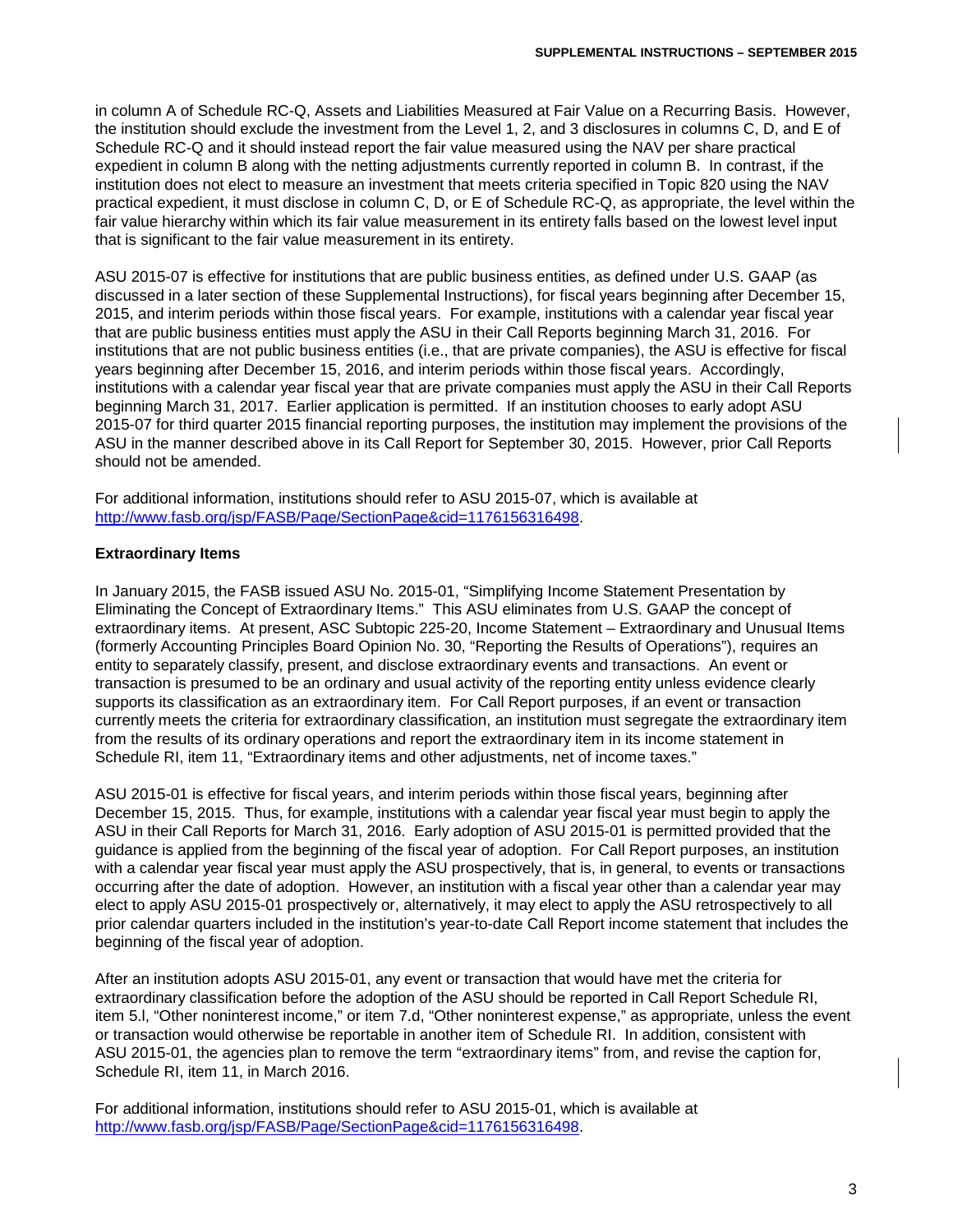in column A of Schedule RC-Q, Assets and Liabilities Measured at Fair Value on a Recurring Basis. However, the institution should exclude the investment from the Level 1, 2, and 3 disclosures in columns C, D, and E of Schedule RC-Q and it should instead report the fair value measured using the NAV per share practical expedient in column B along with the netting adjustments currently reported in column B. In contrast, if the institution does not elect to measure an investment that meets criteria specified in Topic 820 using the NAV practical expedient, it must disclose in column C, D, or E of Schedule RC-Q, as appropriate, the level within the fair value hierarchy within which its fair value measurement in its entirety falls based on the lowest level input that is significant to the fair value measurement in its entirety.

ASU 2015-07 is effective for institutions that are public business entities, as defined under U.S. GAAP (as discussed in a later section of these Supplemental Instructions), for fiscal years beginning after December 15, 2015, and interim periods within those fiscal years. For example, institutions with a calendar year fiscal year that are public business entities must apply the ASU in their Call Reports beginning March 31, 2016. For institutions that are not public business entities (i.e., that are private companies), the ASU is effective for fiscal years beginning after December 15, 2016, and interim periods within those fiscal years. Accordingly, institutions with a calendar year fiscal year that are private companies must apply the ASU in their Call Reports beginning March 31, 2017. Earlier application is permitted. If an institution chooses to early adopt ASU 2015-07 for third quarter 2015 financial reporting purposes, the institution may implement the provisions of the ASU in the manner described above in its Call Report for September 30, 2015. However, prior Call Reports should not be amended.

For additional information, institutions should refer to ASU 2015-07, which is available at http://www.fasb.org/jsp/FASB/Page/SectionPage&cid=1176156316498.

### Extraordinary Items

In January 2015, the FASB issued ASU No. 2015-01, "Simplifying Income Statement Presentation by Eliminating the Concept of Extraordinary Items." This ASU eliminates from U.S. GAAP the concept of extraordinary items. At present, ASC Subtopic 225-20, Income Statement – Extraordinary and Unusual Items (formerly Accounting Principles Board Opinion No. 30, "Reporting the Results of Operations"), requires an entity to separately classify, present, and disclose extraordinary events and transactions. An event or transaction is presumed to be an ordinary and usual activity of the reporting entity unless evidence clearly supports its classification as an extraordinary item. For Call Report purposes, if an event or transaction currently meets the criteria for extraordinary classification, an institution must segregate the extraordinary item from the results of its ordinary operations and report the extraordinary item in its income statement in Schedule RI, item 11, "Extraordinary items and other adjustments, net of income taxes."

ASU 2015-01 is effective for fiscal years, and interim periods within those fiscal years, beginning after December 15, 2015. Thus, for example, institutions with a calendar year fiscal year must begin to apply the ASU in their Call Reports for March 31, 2016. Early adoption of ASU 2015-01 is permitted provided that the guidance is applied from the beginning of the fiscal year of adoption. For Call Report purposes, an institution with a calendar year fiscal year must apply the ASU prospectively, that is, in general, to events or transactions occurring after the date of adoption. However, an institution with a fiscal year other than a calendar year may elect to apply ASU 2015-01 prospectively or, alternatively, it may elect to apply the ASU retrospectively to all prior calendar quarters included in the institution's year-to-date Call Report income statement that includes the beginning of the fiscal year of adoption.

After an institution adopts ASU 2015-01, any event or transaction that would have met the criteria for extraordinary classification before the adoption of the ASU should be reported in Call Report Schedule RI, item 5.l, "Other noninterest income," or item 7.d, "Other noninterest expense," as appropriate, unless the event or transaction would otherwise be reportable in another item of Schedule RI. In addition, consistent with ASU 2015-01, the agencies plan to remove the term "extraordinary items" from, and revise the caption for, Schedule RI, item 11, in March 2016.

For additional information, institutions should refer to ASU 2015-01, which is available at http://www.fasb.org/jsp/FASB/Page/SectionPage&cid=1176156316498.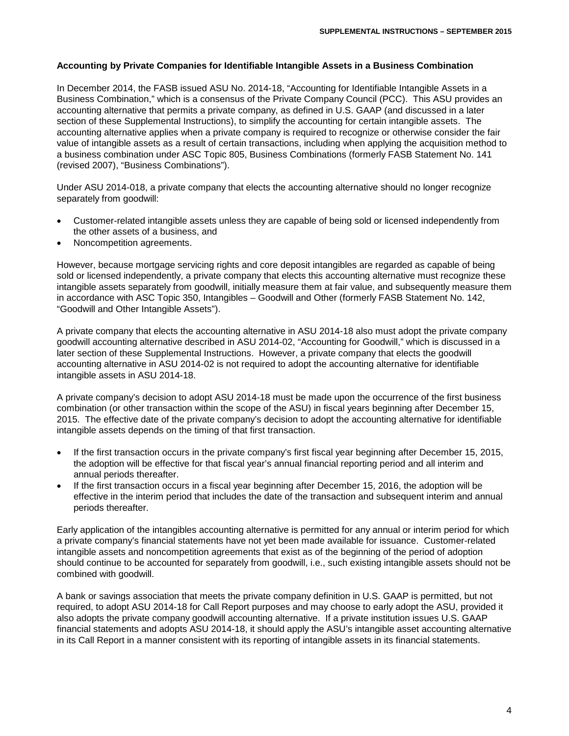## Accounting by Private Companies for Identifiable Intangible Assets in a Business Combination

In December 2014, the FASB issued ASU No. 2014-18, "Accounting for Identifiable Intangible Assets in a Business Combination," which is a consensus of the Private Company Council (PCC). This ASU provides an accounting alternative that permits a private company, as defined in U.S. GAAP (and discussed in a later section of these Supplemental Instructions), to simplify the accounting for certain intangible assets. The accounting alternative applies when a private company is required to recognize or otherwise consider the fair value of intangible assets as a result of certain transactions, including when applying the acquisition method to a business combination under ASC Topic 805, Business Combinations (formerly FASB Statement No. 141 (revised 2007), "Business Combinations").

Under ASU 2014-018, a private company that elects the accounting alternative should no longer recognize separately from goodwill:

- Customer-related intangible assets unless they are capable of being sold or licensed independently from the other assets of a business, and
- Noncompetition agreements.

However, because mortgage servicing rights and core deposit intangibles are regarded as capable of being sold or licensed independently, a private company that elects this accounting alternative must recognize these intangible assets separately from goodwill, initially measure them at fair value, and subsequently measure them in accordance with ASC Topic 350, Intangibles – Goodwill and Other (formerly FASB Statement No. 142, "Goodwill and Other Intangible Assets").

A private company that elects the accounting alternative in ASU 2014-18 also must adopt the private company goodwill accounting alternative described in ASU 2014-02, "Accounting for Goodwill," which is discussed in a later section of these Supplemental Instructions. However, a private company that elects the goodwill accounting alternative in ASU 2014-02 is not required to adopt the accounting alternative for identifiable intangible assets in ASU 2014-18.

A private company's decision to adopt ASU 2014-18 must be made upon the occurrence of the first business combination (or other transaction within the scope of the ASU) in fiscal years beginning after December 15, 2015. The effective date of the private company's decision to adopt the accounting alternative for identifiable intangible assets depends on the timing of that first transaction.

- If the first transaction occurs in the private company's first fiscal year beginning after December 15, 2015, the adoption will be effective for that fiscal year's annual financial reporting period and all interim and annual periods thereafter.
- If the first transaction occurs in a fiscal year beginning after December 15, 2016, the adoption will be effective in the interim period that includes the date of the transaction and subsequent interim and annual periods thereafter.

Early application of the intangibles accounting alternative is permitted for any annual or interim period for which a private company's financial statements have not yet been made available for issuance. Customer-related intangible assets and noncompetition agreements that exist as of the beginning of the period of adoption should continue to be accounted for separately from goodwill, i.e., such existing intangible assets should not be combined with goodwill.

A bank or savings association that meets the private company definition in U.S. GAAP is permitted, but not required, to adopt ASU 2014-18 for Call Report purposes and may choose to early adopt the ASU, provided it also adopts the private company goodwill accounting alternative. If a private institution issues U.S. GAAP financial statements and adopts ASU 2014-18, it should apply the ASU's intangible asset accounting alternative in its Call Report in a manner consistent with its reporting of intangible assets in its financial statements.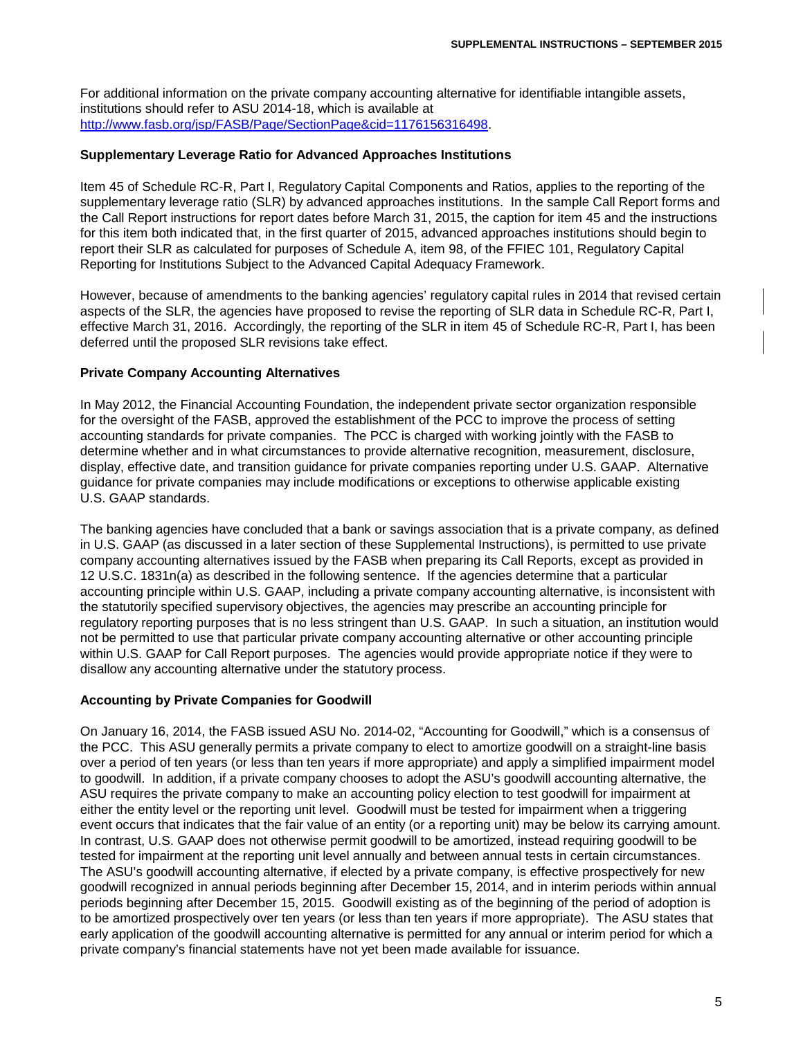For additional information on the private company accounting alternative for identifiable intangible assets, institutions should refer to ASU 2014-18, which is available at http://www.fasb.org/jsp/FASB/Page/SectionPage&cid=1176156316498.

**Supplementary Leverage Ratio for Advanced Approaches Institutions**

Item 45 of Schedule RC-R, Part I, Regulatory Capital Components and Ratios, applies to the reporting of the supplementary leverage ratio (SLR) by advanced approaches institutions. In the sample Call Report forms and the Call Report instructions for report dates before March 31, 2015, the caption for item 45 and the instructions for this item both indicated that, in the first quarter of 2015, advanced approaches institutions should begin to report their SLR as calculated for purposes of Schedule A, item 98, of the FFIEC 101, Regulatory Capital Reporting for Institutions Subject to the Advanced Capital Adequacy Framework.

However, because of amendments to the banking agencies' regulatory capital rules in 2014 that revised certain aspects of the SLR, the agencies have proposed to revise the reporting of SLR data in Schedule RC-R, Part I, effective March 31, 2016. Accordingly, the reporting of the SLR in item 45 of Schedule RC-R, Part I, has been deferred until the proposed SLR revisions take effect.

**Private Company Accounting Alternatives**

In May 2012, the Financial Accounting Foundation, the independent private sector organization responsible for the oversight of the FASB, approved the establishment of the PCC to improve the process of setting accounting standards for private companies. The PCC is charged with working jointly with the FASB to determine whether and in what circumstances to provide alternative recognition, measurement, disclosure, display, effective date, and transition guidance for private companies reporting under U.S. GAAP. Alternative guidance for private companies may include modifications or exceptions to otherwise applicable existing U.S. GAAP standards.

The banking agencies have concluded that a bank or savings association that is a private company, as defined in U.S. GAAP (as discussed in a later section of these Supplemental Instructions), is permitted to use private company accounting alternatives issued by the FASB when preparing its Call Reports, except as provided in 12 U.S.C. 1831n(a) as described in the following sentence. If the agencies determine that a particular accounting principle within U.S. GAAP, including a private company accounting alternative, is inconsistent with the statutorily specified supervisory objectives, the agencies may prescribe an accounting principle for regulatory reporting purposes that is no less stringent than U.S. GAAP. In such a situation, an institution would not be permitted to use that particular private company accounting alternative or other accounting principle within U.S. GAAP for Call Report purposes. The agencies would provide appropriate notice if they were to disallow any accounting alternative under the statutory process.

**Accounting by Private Companies for Goodwill**

On January 16, 2014, the FASB issued ASU No. 2014-02, "Accounting for Goodwill," which is a consensus of the PCC. This ASU generally permits a private company to elect to amortize goodwill on a straight-line basis over a period of ten years (or less than ten years if more appropriate) and apply a simplified impairment model to goodwill. In addition, if a private company chooses to adopt the ASU's goodwill accounting alternative, the ASU requires the private company to make an accounting policy election to test goodwill for impairment at either the entity level or the reporting unit level. Goodwill must be tested for impairment when a triggering event occurs that indicates that the fair value of an entity (or a reporting unit) may be below its carrying amount. In contrast, U.S. GAAP does not otherwise permit goodwill to be amortized, instead requiring goodwill to be tested for impairment at the reporting unit level annually and between annual tests in certain circumstances. The ASU's goodwill accounting alternative, if elected by a private company, is effective prospectively for new goodwill recognized in annual periods beginning after December 15, 2014, and in interim periods within annual periods beginning after December 15, 2015. Goodwill existing as of the beginning of the period of adoption is to be amortized prospectively over ten years (or less than ten years if more appropriate). The ASU states that early application of the goodwill accounting alternative is permitted for any annual or interim period for which a private company's financial statements have not yet been made available for issuance.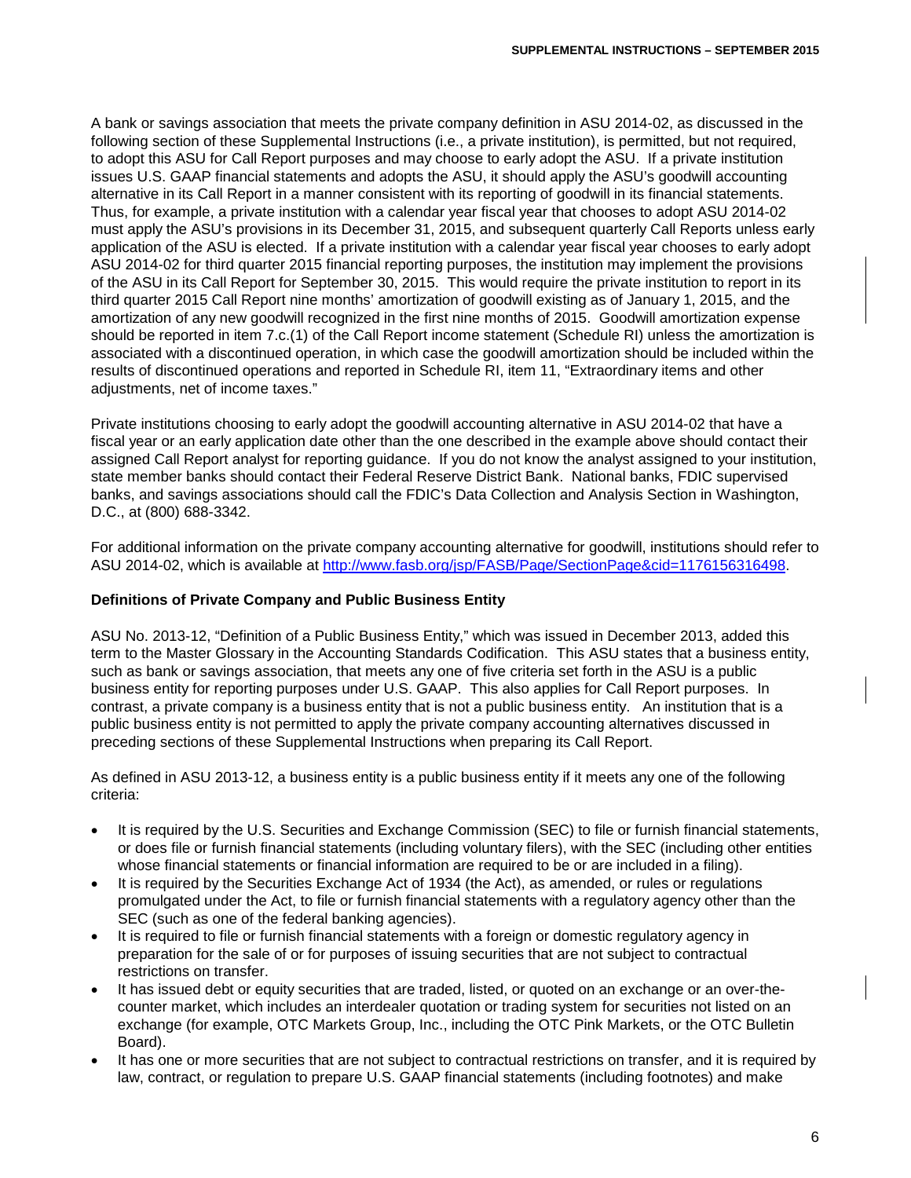A bank or savings association that meets the private company definition in ASU 2014-02, as discussed in the following section of these Supplemental Instructions (i.e., a private institution), is permitted, but not required, to adopt this ASU for Call Report purposes and may choose to early adopt the ASU. If a private institution issues U.S. GAAP financial statements and adopts the ASU, it should apply the ASU's goodwill accounting alternative in its Call Report in a manner consistent with its reporting of goodwill in its financial statements. Thus, for example, a private institution with a calendar year fiscal year that chooses to adopt ASU 2014-02 must apply the ASU's provisions in its December 31, 2015, and subsequent quarterly Call Reports unless early application of the ASU is elected. If a private institution with a calendar year fiscal year chooses to early adopt ASU 2014-02 for third quarter 2015 financial reporting purposes, the institution may implement the provisions of the ASU in its Call Report for September 30, 2015. This would require the private institution to report in its third quarter 2015 Call Report nine months' amortization of goodwill existing as of January 1, 2015, and the amortization of any new goodwill recognized in the first nine months of 2015. Goodwill amortization expense should be reported in item 7.c.(1) of the Call Report income statement (Schedule RI) unless the amortization is associated with a discontinued operation, in which case the goodwill amortization should be included within the results of discontinued operations and reported in Schedule RI, item 11, "Extraordinary items and other adjustments, net of income taxes."

Private institutions choosing to early adopt the goodwill accounting alternative in ASU 2014-02 that have a fiscal year or an early application date other than the one described in the example above should contact their assigned Call Report analyst for reporting guidance. If you do not know the analyst assigned to your institution, state member banks should contact their Federal Reserve District Bank. National banks, FDIC supervised banks, and savings associations should call the FDIC's Data Collection and Analysis Section in Washington, D.C., at (800) 688-3342.

For additional information on the private company accounting alternative for goodwill, institutions should refer to ASU 2014-02, which is available at http://www.fasb.org/jsp/FASB/Page/SectionPage&cid=1176156316498.

**Definitions of Private Company and Public Business Entity**

ASU No. 2013-12, "Definition of a Public Business Entity," which was issued in December 2013, added this term to the Master Glossary in the Accounting Standards Codification. This ASU states that a business entity, such as bank or savings association, that meets any one of five criteria set forth in the ASU is a public business entity for reporting purposes under U.S. GAAP. This also applies for Call Report purposes. In contrast, a private company is a business entity that is not a public business entity. An institution that is a public business entity is not permitted to apply the private company accounting alternatives discussed in preceding sections of these Supplemental Instructions when preparing its Call Report.

As defined in ASU 2013-12, a business entity is a public business entity if it meets any one of the following criteria:

- It is required by the U.S. Securities and Exchange Commission (SEC) to file or furnish financial statements, or does file or furnish financial statements (including voluntary filers), with the SEC (including other entities whose financial statements or financial information are required to be or are included in a filing).
- It is required by the Securities Exchange Act of 1934 (the Act), as amended, or rules or regulations promulgated under the Act, to file or furnish financial statements with a regulatory agency other than the SEC (such as one of the federal banking agencies).
- It is required to file or furnish financial statements with a foreign or domestic regulatory agency in preparation for the sale of or for purposes of issuing securities that are not subject to contractual restrictions on transfer.
- It has issued debt or equity securities that are traded, listed, or quoted on an exchange or an over-the-counter market, which includes an interdealer quotation or trading system for securities not listed on an exchange (for example, OTC Markets Group, Inc., including the OTC Pink Markets, or the OTC Bulletin Board).
- It has one or more securities that are not subject to contractual restrictions on transfer, and it is required by law, contract, or regulation to prepare U.S. GAAP financial statements (including footnotes) and make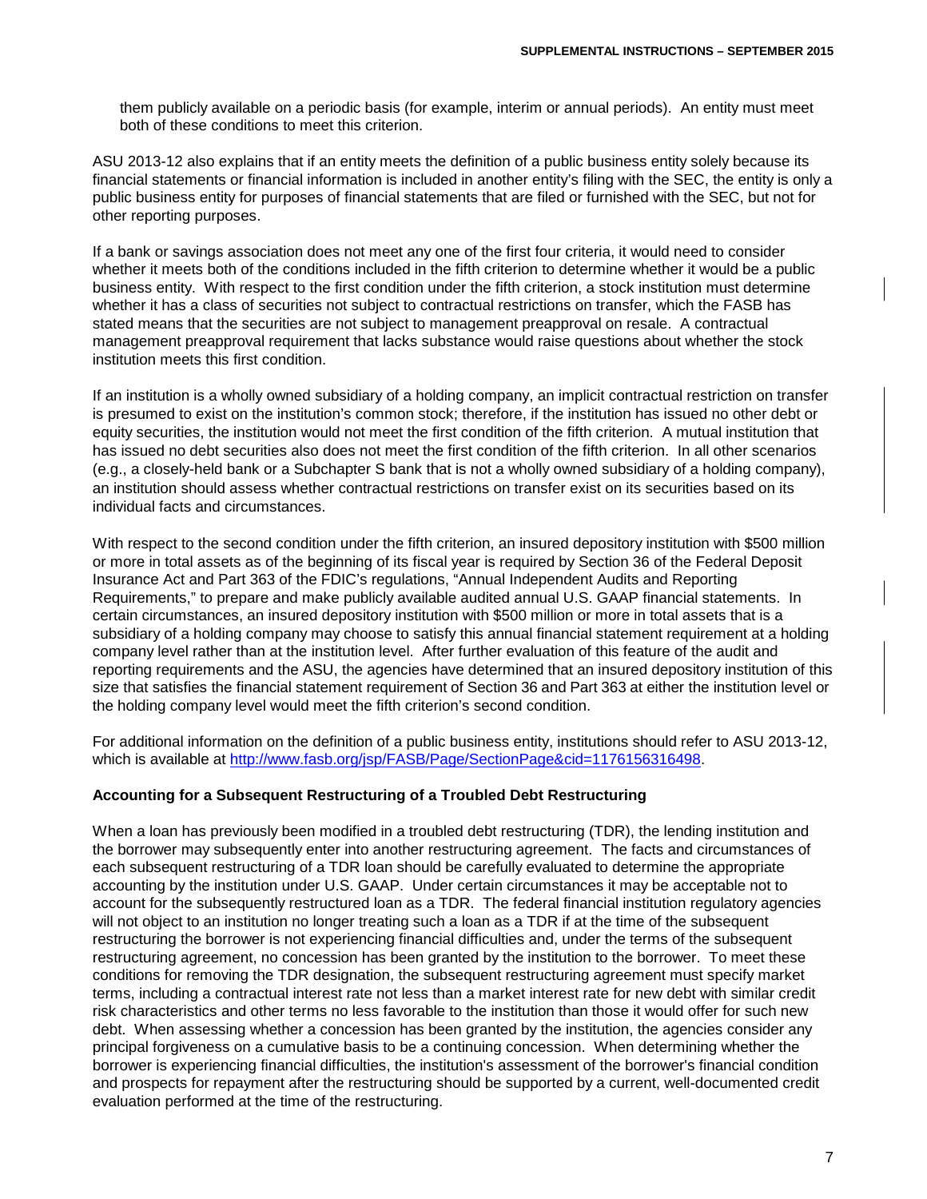them publicly available on a periodic basis (for example, interim or annual periods). An entity must meet both of these conditions to meet this criterion.

ASU 2013-12 also explains that if an entity meets the definition of a public business entity solely because its financial statements or financial information is included in another entity's filing with the SEC, the entity is only a public business entity for purposes of financial statements that are filed or furnished with the SEC, but not for other reporting purposes.

If a bank or savings association does not meet any one of the first four criteria, it would need to consider whether it meets both of the conditions included in the fifth criterion to determine whether it would be a public business entity. With respect to the first condition under the fifth criterion, a stock institution must determine whether it has a class of securities not subject to contractual restrictions on transfer, which the FASB has stated means that the securities are not subject to management preapproval on resale. A contractual management preapproval requirement that lacks substance would raise questions about whether the stock institution meets this first condition.

If an institution is a wholly owned subsidiary of a holding company, an implicit contractual restriction on transfer is presumed to exist on the institution's common stock; therefore, if the institution has issued no other debt or equity securities, the institution would not meet the first condition of the fifth criterion. A mutual institution that has issued no debt securities also does not meet the first condition of the fifth criterion. In all other scenarios (e.g., a closely-held bank or a Subchapter S bank that is not a wholly owned subsidiary of a holding company), an institution should assess whether contractual restrictions on transfer exist on its securities based on its individual facts and circumstances.

With respect to the second condition under the fifth criterion, an insured depository institution with $500 million or more in total assets as of the beginning of its fiscal year is required by Section 36 of the Federal Deposit Insurance Act and Part 363 of the FDIC's regulations, "Annual Independent Audits and Reporting Requirements," to prepare and make publicly available audited annual U.S. GAAP financial statements. In certain circumstances, an insured depository institution with $500 million or more in total assets that is a subsidiary of a holding company may choose to satisfy this annual financial statement requirement at a holding company level rather than at the institution level. After further evaluation of this feature of the audit and reporting requirements and the ASU, the agencies have determined that an insured depository institution of this size that satisfies the financial statement requirement of Section 36 and Part 363 at either the institution level or the holding company level would meet the fifth criterion's second condition.

For additional information on the definition of a public business entity, institutions should refer to ASU 2013-12, which is available at [http://www.fasb.org/jsp/FASB/Page/SectionPage&cid=1176156316498](http://www.fasb.org/jsp/FASB/Page/SectionPage&cid=1176156316498).

### Accounting for a Subsequent Restructuring of a Troubled Debt Restructuring

When a loan has previously been modified in a troubled debt restructuring (TDR), the lending institution and the borrower may subsequently enter into another restructuring agreement. The facts and circumstances of each subsequent restructuring of a TDR loan should be carefully evaluated to determine the appropriate accounting by the institution under U.S. GAAP. Under certain circumstances it may be acceptable not to account for the subsequently restructured loan as a TDR. The federal financial institution regulatory agencies will not object to an institution no longer treating such a loan as a TDR if at the time of the subsequent restructuring the borrower is not experiencing financial difficulties and, under the terms of the subsequent restructuring agreement, no concession has been granted by the institution to the borrower. To meet these conditions for removing the TDR designation, the subsequent restructuring agreement must specify market terms, including a contractual interest rate not less than a market interest rate for new debt with similar credit risk characteristics and other terms no less favorable to the institution than those it would offer for such new debt. When assessing whether a concession has been granted by the institution, the agencies consider any principal forgiveness on a cumulative basis to be a continuing concession. When determining whether the borrower is experiencing financial difficulties, the institution's assessment of the borrower's financial condition and prospects for repayment after the restructuring should be supported by a current, well-documented credit evaluation performed at the time of the restructuring.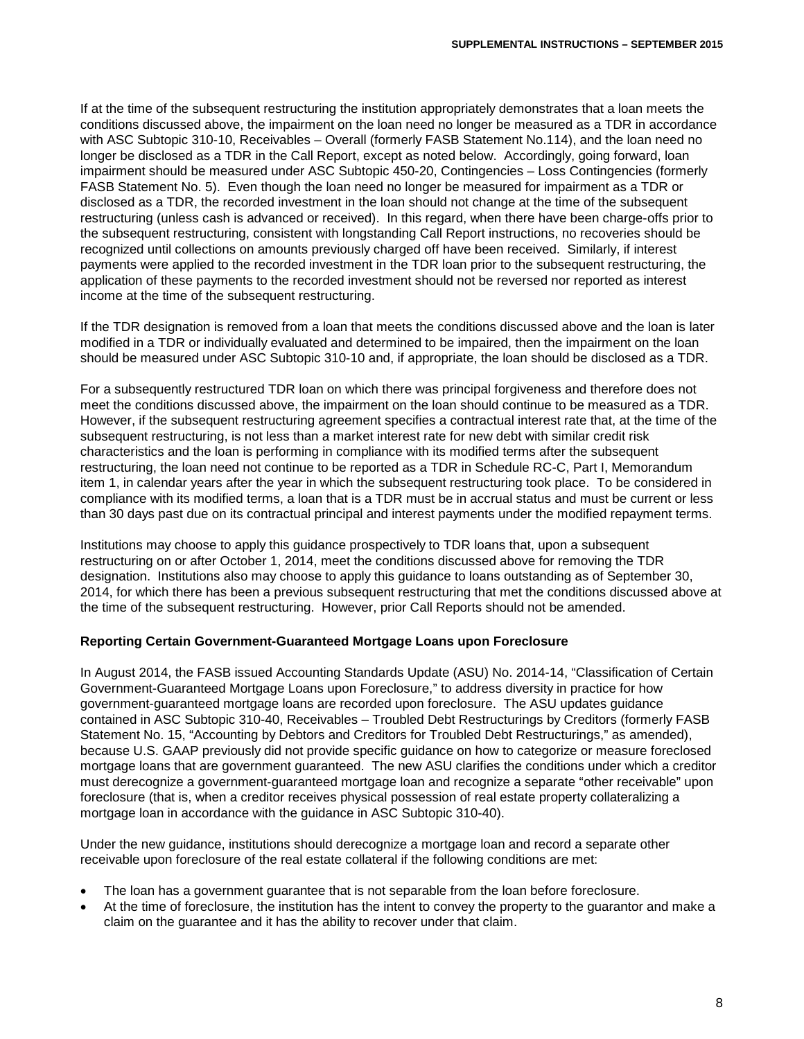If at the time of the subsequent restructuring the institution appropriately demonstrates that a loan meets the conditions discussed above, the impairment on the loan need no longer be measured as a TDR in accordance with ASC Subtopic 310-10, Receivables – Overall (formerly FASB Statement No.114), and the loan need no longer be disclosed as a TDR in the Call Report, except as noted below. Accordingly, going forward, loan impairment should be measured under ASC Subtopic 450-20, Contingencies – Loss Contingencies (formerly FASB Statement No. 5). Even though the loan need no longer be measured for impairment as a TDR or disclosed as a TDR, the recorded investment in the loan should not change at the time of the subsequent restructuring (unless cash is advanced or received). In this regard, when there have been charge-offs prior to the subsequent restructuring, consistent with longstanding Call Report instructions, no recoveries should be recognized until collections on amounts previously charged off have been received. Similarly, if interest payments were applied to the recorded investment in the TDR loan prior to the subsequent restructuring, the application of these payments to the recorded investment should not be reversed nor reported as interest income at the time of the subsequent restructuring.

If the TDR designation is removed from a loan that meets the conditions discussed above and the loan is later modified in a TDR or individually evaluated and determined to be impaired, then the impairment on the loan should be measured under ASC Subtopic 310-10 and, if appropriate, the loan should be disclosed as a TDR.

For a subsequently restructured TDR loan on which there was principal forgiveness and therefore does not meet the conditions discussed above, the impairment on the loan should continue to be measured as a TDR. However, if the subsequent restructuring agreement specifies a contractual interest rate that, at the time of the subsequent restructuring, is not less than a market interest rate for new debt with similar credit risk characteristics and the loan is performing in compliance with its modified terms after the subsequent restructuring, the loan need not continue to be reported as a TDR in Schedule RC-C, Part I, Memorandum item 1, in calendar years after the year in which the subsequent restructuring took place. To be considered in compliance with its modified terms, a loan that is a TDR must be in accrual status and must be current or less than 30 days past due on its contractual principal and interest payments under the modified repayment terms.

Institutions may choose to apply this guidance prospectively to TDR loans that, upon a subsequent restructuring on or after October 1, 2014, meet the conditions discussed above for removing the TDR designation. Institutions also may choose to apply this guidance to loans outstanding as of September 30, 2014, for which there has been a previous subsequent restructuring that met the conditions discussed above at the time of the subsequent restructuring. However, prior Call Reports should not be amended.

**Reporting Certain Government-Guaranteed Mortgage Loans upon Foreclosure**

In August 2014, the FASB issued Accounting Standards Update (ASU) No. 2014-14, "Classification of Certain Government-Guaranteed Mortgage Loans upon Foreclosure," to address diversity in practice for how government-guaranteed mortgage loans are recorded upon foreclosure. The ASU updates guidance contained in ASC Subtopic 310-40, Receivables – Troubled Debt Restructurings by Creditors (formerly FASB Statement No. 15, "Accounting by Debtors and Creditors for Troubled Debt Restructurings," as amended), because U.S. GAAP previously did not provide specific guidance on how to categorize or measure foreclosed mortgage loans that are government guaranteed. The new ASU clarifies the conditions under which a creditor must derecognize a government-guaranteed mortgage loan and recognize a separate "other receivable" upon foreclosure (that is, when a creditor receives physical possession of real estate property collateralizing a mortgage loan in accordance with the guidance in ASC Subtopic 310-40).

Under the new guidance, institutions should derecognize a mortgage loan and record a separate other receivable upon foreclosure of the real estate collateral if the following conditions are met:

- The loan has a government guarantee that is not separable from the loan before foreclosure.
- At the time of foreclosure, the institution has the intent to convey the property to the guarantor and make a claim on the guarantee and it has the ability to recover under that claim.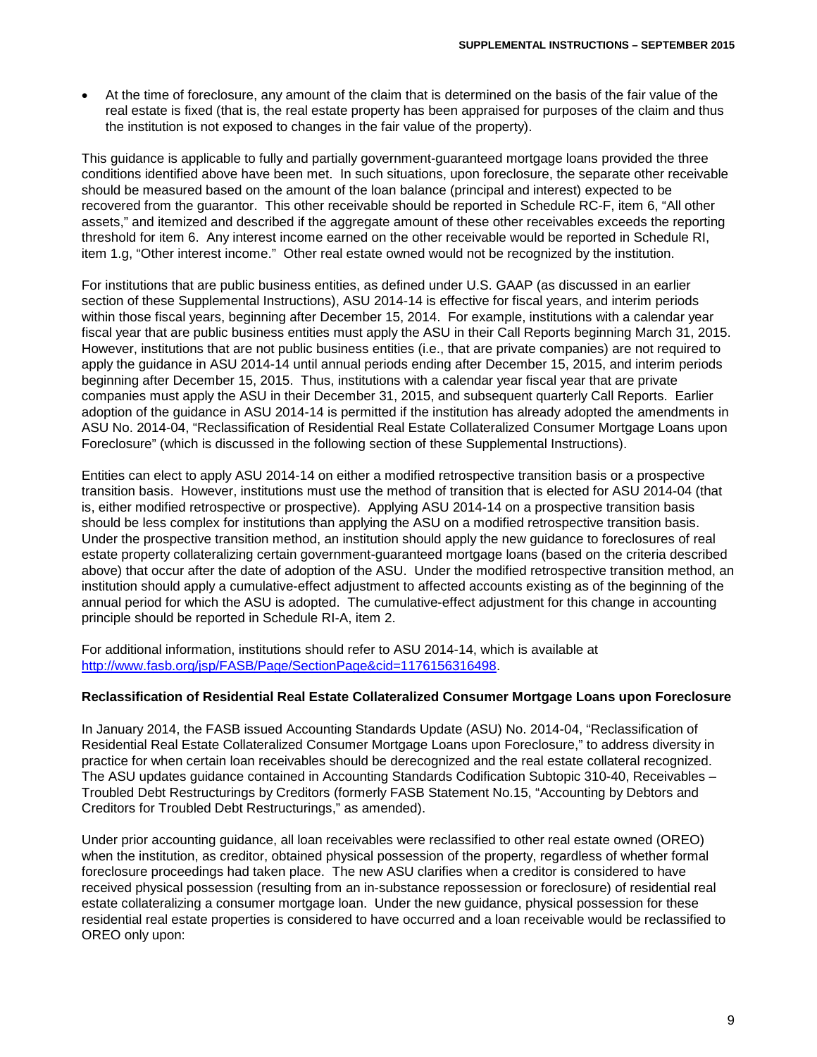- At the time of foreclosure, any amount of the claim that is determined on the basis of the fair value of the real estate is fixed (that is, the real estate property has been appraised for purposes of the claim and thus the institution is not exposed to changes in the fair value of the property).

This guidance is applicable to fully and partially government-guaranteed mortgage loans provided the three conditions identified above have been met. In such situations, upon foreclosure, the separate other receivable should be measured based on the amount of the loan balance (principal and interest) expected to be recovered from the guarantor. This other receivable should be reported in Schedule RC-F, item 6, "All other assets," and itemized and described if the aggregate amount of these other receivables exceeds the reporting threshold for item 6. Any interest income earned on the other receivable would be reported in Schedule RI, item 1.g, "Other interest income." Other real estate owned would not be recognized by the institution.

For institutions that are public business entities, as defined under U.S. GAAP (as discussed in an earlier section of these Supplemental Instructions), ASU 2014-14 is effective for fiscal years, and interim periods within those fiscal years, beginning after December 15, 2014. For example, institutions with a calendar year fiscal year that are public business entities must apply the ASU in their Call Reports beginning March 31, 2015. However, institutions that are not public business entities (i.e., that are private companies) are not required to apply the guidance in ASU 2014-14 until annual periods ending after December 15, 2015, and interim periods beginning after December 15, 2015. Thus, institutions with a calendar year fiscal year that are private companies must apply the ASU in their December 31, 2015, and subsequent quarterly Call Reports. Earlier adoption of the guidance in ASU 2014-14 is permitted if the institution has already adopted the amendments in ASU No. 2014-04, "Reclassification of Residential Real Estate Collateralized Consumer Mortgage Loans upon Foreclosure" (which is discussed in the following section of these Supplemental Instructions).

Entities can elect to apply ASU 2014-14 on either a modified retrospective transition basis or a prospective transition basis. However, institutions must use the method of transition that is elected for ASU 2014-04 (that is, either modified retrospective or prospective). Applying ASU 2014-14 on a prospective transition basis should be less complex for institutions than applying the ASU on a modified retrospective transition basis. Under the prospective transition method, an institution should apply the new guidance to foreclosures of real estate property collateralizing certain government-guaranteed mortgage loans (based on the criteria described above) that occur after the date of adoption of the ASU. Under the modified retrospective transition method, an institution should apply a cumulative-effect adjustment to affected accounts existing as of the beginning of the annual period for which the ASU is adopted. The cumulative-effect adjustment for this change in accounting principle should be reported in Schedule RI-A, item 2.

For additional information, institutions should refer to ASU 2014-14, which is available at [http://www.fasb.org/jsp/FASB/Page/SectionPage&cid=1176156316498](http://www.fasb.org/jsp/FASB/Page/SectionPage&cid=1176156316498).

**Reclassification of Residential Real Estate Collateralized Consumer Mortgage Loans upon Foreclosure**

In January 2014, the FASB issued Accounting Standards Update (ASU) No. 2014-04, "Reclassification of Residential Real Estate Collateralized Consumer Mortgage Loans upon Foreclosure," to address diversity in practice for when certain loan receivables should be derecognized and the real estate collateral recognized. The ASU updates guidance contained in Accounting Standards Codification Subtopic 310-40, Receivables – Troubled Debt Restructurings by Creditors (formerly FASB Statement No.15, "Accounting by Debtors and Creditors for Troubled Debt Restructurings," as amended).

Under prior accounting guidance, all loan receivables were reclassified to other real estate owned (OREO) when the institution, as creditor, obtained physical possession of the property, regardless of whether formal foreclosure proceedings had taken place. The new ASU clarifies when a creditor is considered to have received physical possession (resulting from an in-substance repossession or foreclosure) of residential real estate collateralizing a consumer mortgage loan. Under the new guidance, physical possession for these residential real estate properties is considered to have occurred and a loan receivable would be reclassified to OREO only upon: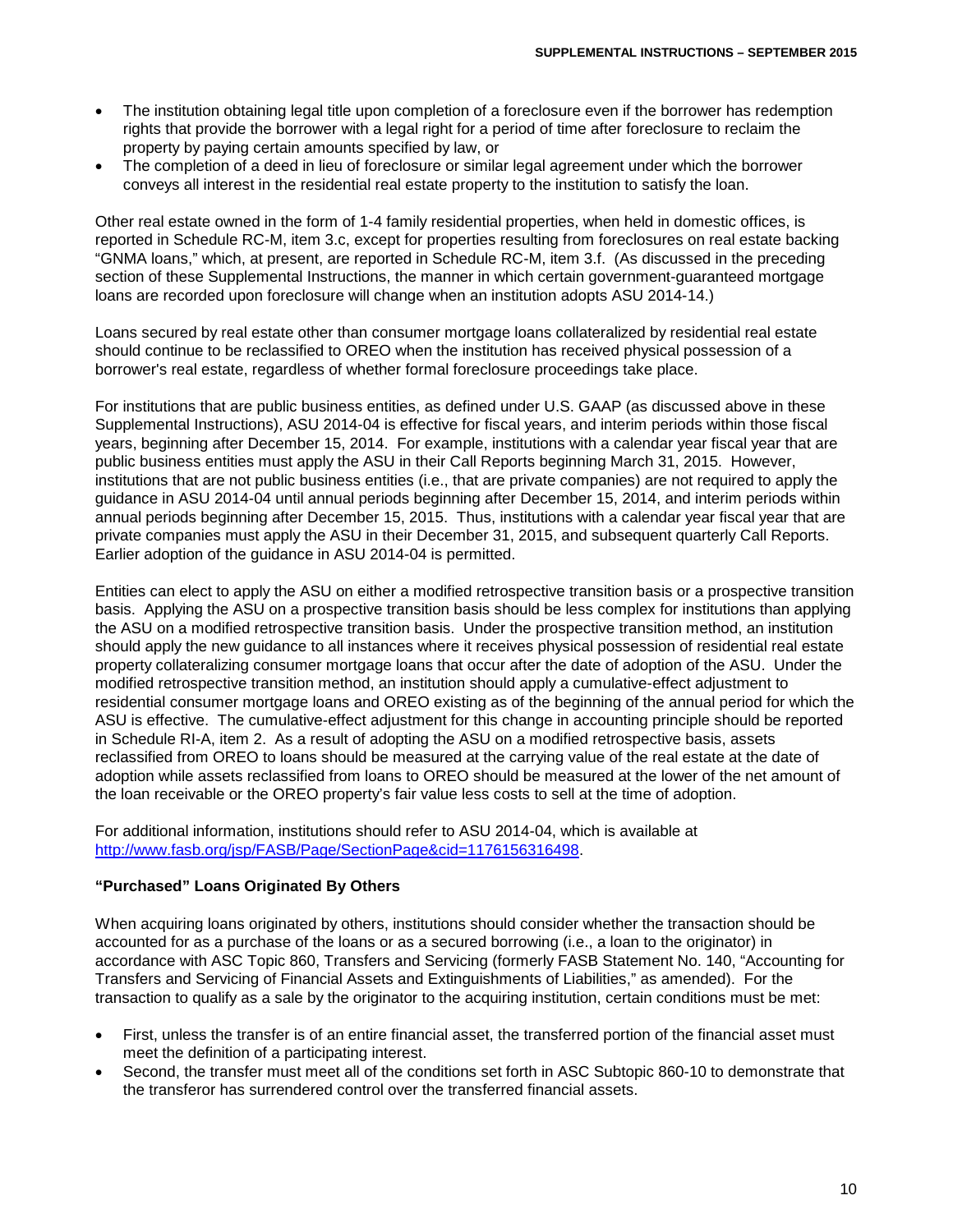- The institution obtaining legal title upon completion of a foreclosure even if the borrower has redemption rights that provide the borrower with a legal right for a period of time after foreclosure to reclaim the property by paying certain amounts specified by law, or
- The completion of a deed in lieu of foreclosure or similar legal agreement under which the borrower conveys all interest in the residential real estate property to the institution to satisfy the loan.

Other real estate owned in the form of 1-4 family residential properties, when held in domestic offices, is reported in Schedule RC-M, item 3.c, except for properties resulting from foreclosures on real estate backing "GNMA loans," which, at present, are reported in Schedule RC-M, item 3.f. (As discussed in the preceding section of these Supplemental Instructions, the manner in which certain government-guaranteed mortgage loans are recorded upon foreclosure will change when an institution adopts ASU 2014-14.)

Loans secured by real estate other than consumer mortgage loans collateralized by residential real estate should continue to be reclassified to OREO when the institution has received physical possession of a borrower's real estate, regardless of whether formal foreclosure proceedings take place.

For institutions that are public business entities, as defined under U.S. GAAP (as discussed above in these Supplemental Instructions), ASU 2014-04 is effective for fiscal years, and interim periods within those fiscal years, beginning after December 15, 2014. For example, institutions with a calendar year fiscal year that are public business entities must apply the ASU in their Call Reports beginning March 31, 2015. However, institutions that are not public business entities (i.e., that are private companies) are not required to apply the guidance in ASU 2014-04 until annual periods beginning after December 15, 2014, and interim periods within annual periods beginning after December 15, 2015. Thus, institutions with a calendar year fiscal year that are private companies must apply the ASU in their December 31, 2015, and subsequent quarterly Call Reports. Earlier adoption of the guidance in ASU 2014-04 is permitted.

Entities can elect to apply the ASU on either a modified retrospective transition basis or a prospective transition basis. Applying the ASU on a prospective transition basis should be less complex for institutions than applying the ASU on a modified retrospective transition basis. Under the prospective transition method, an institution should apply the new guidance to all instances where it receives physical possession of residential real estate property collateralizing consumer mortgage loans that occur after the date of adoption of the ASU. Under the modified retrospective transition method, an institution should apply a cumulative-effect adjustment to residential consumer mortgage loans and OREO existing as of the beginning of the annual period for which the ASU is effective. The cumulative-effect adjustment for this change in accounting principle should be reported in Schedule RI-A, item 2. As a result of adopting the ASU on a modified retrospective basis, assets reclassified from OREO to loans should be measured at the carrying value of the real estate at the date of adoption while assets reclassified from loans to OREO should be measured at the lower of the net amount of the loan receivable or the OREO property's fair value less costs to sell at the time of adoption.

For additional information, institutions should refer to ASU 2014-04, which is available at [http://www.fasb.org/jsp/FASB/Page/SectionPage&cid=1176156316498](http://www.fasb.org/jsp/FASB/Page/SectionPage&cid=1176156316498).

**"Purchased" Loans Originated By Others**

When acquiring loans originated by others, institutions should consider whether the transaction should be accounted for as a purchase of the loans or as a secured borrowing (i.e., a loan to the originator) in accordance with ASC Topic 860, Transfers and Servicing (formerly FASB Statement No. 140, "Accounting for Transfers and Servicing of Financial Assets and Extinguishments of Liabilities," as amended). For the transaction to qualify as a sale by the originator to the acquiring institution, certain conditions must be met:

- First, unless the transfer is of an entire financial asset, the transferred portion of the financial asset must meet the definition of a participating interest.
- Second, the transfer must meet all of the conditions set forth in ASC Subtopic 860-10 to demonstrate that the transferor has surrendered control over the transferred financial assets.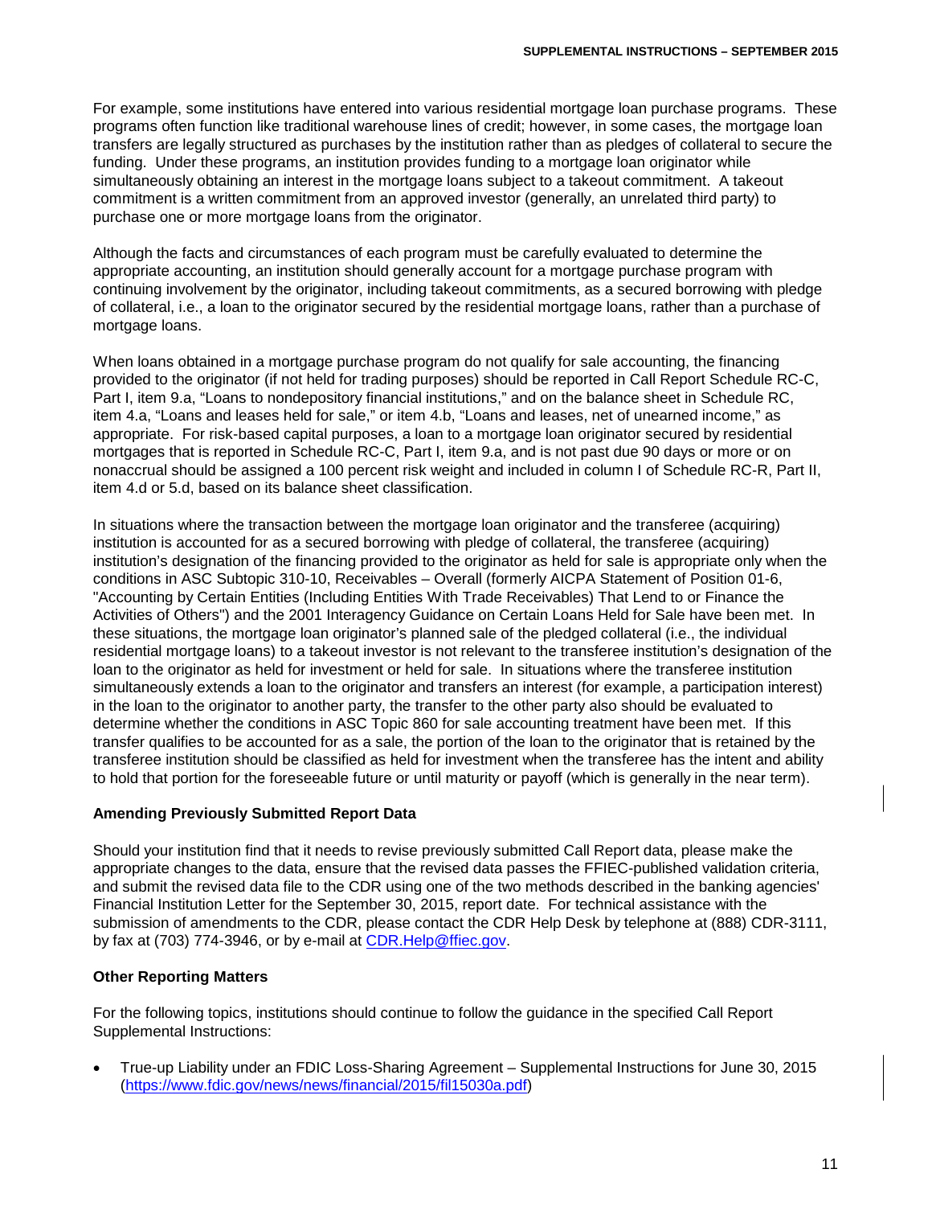For example, some institutions have entered into various residential mortgage loan purchase programs. These programs often function like traditional warehouse lines of credit; however, in some cases, the mortgage loan transfers are legally structured as purchases by the institution rather than as pledges of collateral to secure the funding. Under these programs, an institution provides funding to a mortgage loan originator while simultaneously obtaining an interest in the mortgage loans subject to a takeout commitment. A takeout commitment is a written commitment from an approved investor (generally, an unrelated third party) to purchase one or more mortgage loans from the originator.

Although the facts and circumstances of each program must be carefully evaluated to determine the appropriate accounting, an institution should generally account for a mortgage purchase program with continuing involvement by the originator, including takeout commitments, as a secured borrowing with pledge of collateral, i.e., a loan to the originator secured by the residential mortgage loans, rather than a purchase of mortgage loans.

When loans obtained in a mortgage purchase program do not qualify for sale accounting, the financing provided to the originator (if not held for trading purposes) should be reported in Call Report Schedule RC-C, Part I, item 9.a, "Loans to nondepository financial institutions," and on the balance sheet in Schedule RC, item 4.a, "Loans and leases held for sale," or item 4.b, "Loans and leases, net of unearned income," as appropriate. For risk-based capital purposes, a loan to a mortgage loan originator secured by residential mortgages that is reported in Schedule RC-C, Part I, item 9.a, and is not past due 90 days or more or on nonaccrual should be assigned a 100 percent risk weight and included in column I of Schedule RC-R, Part II, item 4.d or 5.d, based on its balance sheet classification.

In situations where the transaction between the mortgage loan originator and the transferee (acquiring) institution is accounted for as a secured borrowing with pledge of collateral, the transferee (acquiring) institution's designation of the financing provided to the originator as held for sale is appropriate only when the conditions in ASC Subtopic 310-10, Receivables – Overall (formerly AICPA Statement of Position 01-6, "Accounting by Certain Entities (Including Entities With Trade Receivables) That Lend to or Finance the Activities of Others") and the 2001 Interagency Guidance on Certain Loans Held for Sale have been met. In these situations, the mortgage loan originator's planned sale of the pledged collateral (i.e., the individual residential mortgage loans) to a takeout investor is not relevant to the transferee institution's designation of the loan to the originator as held for investment or held for sale. In situations where the transferee institution simultaneously extends a loan to the originator and transfers an interest (for example, a participation interest) in the loan to the originator to another party, the transfer to the other party also should be evaluated to determine whether the conditions in ASC Topic 860 for sale accounting treatment have been met. If this transfer qualifies to be accounted for as a sale, the portion of the loan to the originator that is retained by the transferee institution should be classified as held for investment when the transferee has the intent and ability to hold that portion for the foreseeable future or until maturity or payoff (which is generally in the near term).

**Amending Previously Submitted Report Data**

Should your institution find that it needs to revise previously submitted Call Report data, please make the appropriate changes to the data, ensure that the revised data passes the FFIEC-published validation criteria, and submit the revised data file to the CDR using one of the two methods described in the banking agencies' Financial Institution Letter for the September 30, 2015, report date. For technical assistance with the submission of amendments to the CDR, please contact the CDR Help Desk by telephone at (888) CDR-3111, by fax at (703) 774-3946, or by e-mail at CDR.Help@ffiec.gov.

**Other Reporting Matters**

For the following topics, institutions should continue to follow the guidance in the specified Call Report Supplemental Instructions:

- True-up Liability under an FDIC Loss-Sharing Agreement – Supplemental Instructions for June 30, 2015 (https://www.fdic.gov/news/news/financial/2015/fil15030a.pdf)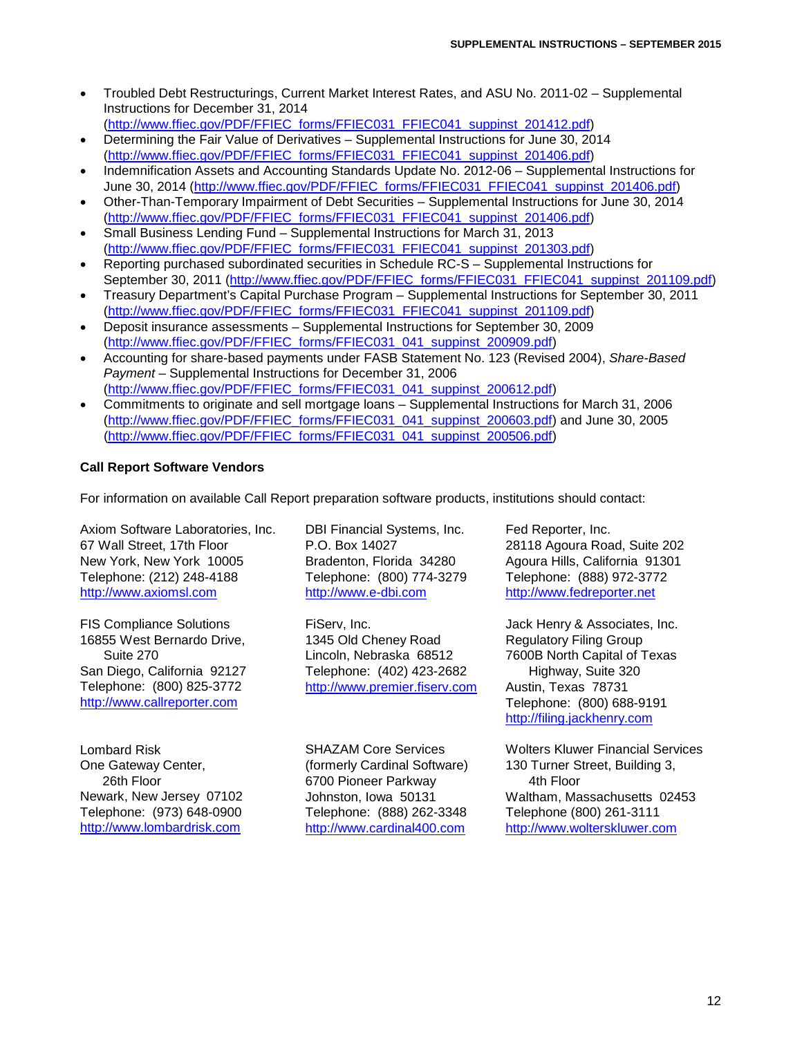- Troubled Debt Restructurings, Current Market Interest Rates, and ASU No. 2011-02 – Supplemental Instructions for December 31, 2014 (http://www.ffiec.gov/PDF/FFIEC_forms/FFIEC031_FFIEC041_suppinst_201412.pdf)
- Determining the Fair Value of Derivatives – Supplemental Instructions for June 30, 2014 (http://www.ffiec.gov/PDF/FFIEC_forms/FFIEC031_FFIEC041_suppinst_201406.pdf)
- Indemnification Assets and Accounting Standards Update No. 2012-06 – Supplemental Instructions for June 30, 2014 (http://www.ffiec.gov/PDF/FFIEC_forms/FFIEC031_FFIEC041_suppinst_201406.pdf)
- Other-Than-Temporary Impairment of Debt Securities – Supplemental Instructions for June 30, 2014 (http://www.ffiec.gov/PDF/FFIEC_forms/FFIEC031_FFIEC041_suppinst_201406.pdf)
- Small Business Lending Fund – Supplemental Instructions for March 31, 2013 (http://www.ffiec.gov/PDF/FFIEC_forms/FFIEC031_FFIEC041_suppinst_201303.pdf)
- Reporting purchased subordinated securities in Schedule RC-S – Supplemental Instructions for September 30, 2011 (http://www.ffiec.gov/PDF/FFIEC_forms/FFIEC031_FFIEC041_suppinst_201109.pdf)
- Treasury Department's Capital Purchase Program – Supplemental Instructions for September 30, 2011 (http://www.ffiec.gov/PDF/FFIEC_forms/FFIEC031_FFIEC041_suppinst_201109.pdf)
- Deposit insurance assessments – Supplemental Instructions for September 30, 2009 (http://www.ffiec.gov/PDF/FFIEC_forms/FFIEC031_041_suppinst_200909.pdf)
- Accounting for share-based payments under FASB Statement No. 123 (Revised 2004), *Share-Based Payment* – Supplemental Instructions for December 31, 2006 (http://www.ffiec.gov/PDF/FFIEC_forms/FFIEC031_041_suppinst_200612.pdf)
- Commitments to originate and sell mortgage loans – Supplemental Instructions for March 31, 2006 (http://www.ffiec.gov/PDF/FFIEC_forms/FFIEC031_041_suppinst_200603.pdf) and June 30, 2005 (http://www.ffiec.gov/PDF/FFIEC_forms/FFIEC031_041_suppinst_200506.pdf)

**Call Report Software Vendors**

For information on available Call Report preparation software products, institutions should contact:

Axiom Software Laboratories, Inc.
67 Wall Street, 17th Floor
New York, New York 10005
Telephone: (212) 248-4188
http://www.axiomsl.com

DBI Financial Systems, Inc.
P.O. Box 14027
Bradenton, Florida 34280
Telephone: (800) 774-3279
http://www.e-dbi.com

Fed Reporter, Inc.
28118 Agoura Road, Suite 202
Agoura Hills, California 91301
Telephone: (888) 972-3772
http://www.fedreporter.net

FIS Compliance Solutions
16855 West Bernardo Drive, Suite 270
San Diego, California 92127
Telephone: (800) 825-3772
http://www.callreporter.com

FiServ, Inc.
1345 Old Cheney Road
Lincoln, Nebraska 68512
Telephone: (402) 423-2682
http://www.premier.fiserv.com

Jack Henry & Associates, Inc.
Regulatory Filing Group
7600B North Capital of Texas Highway, Suite 320
Austin, Texas 78731
Telephone: (800) 688-9191
http://filing.jackhenry.com

Lombard Risk
One Gateway Center, 26th Floor
Newark, New Jersey 07102
Telephone: (973) 648-0900
http://www.lombardrisk.com

SHAZAM Core Services
(formerly Cardinal Software)
6700 Pioneer Parkway
Johnston, Iowa 50131
Telephone: (888) 262-3348
http://www.cardinal400.com

Wolters Kluwer Financial Services
130 Turner Street, Building 3, 4th Floor
Waltham, Massachusetts 02453
Telephone (800) 261-3111
http://www.wolterskluwer.com